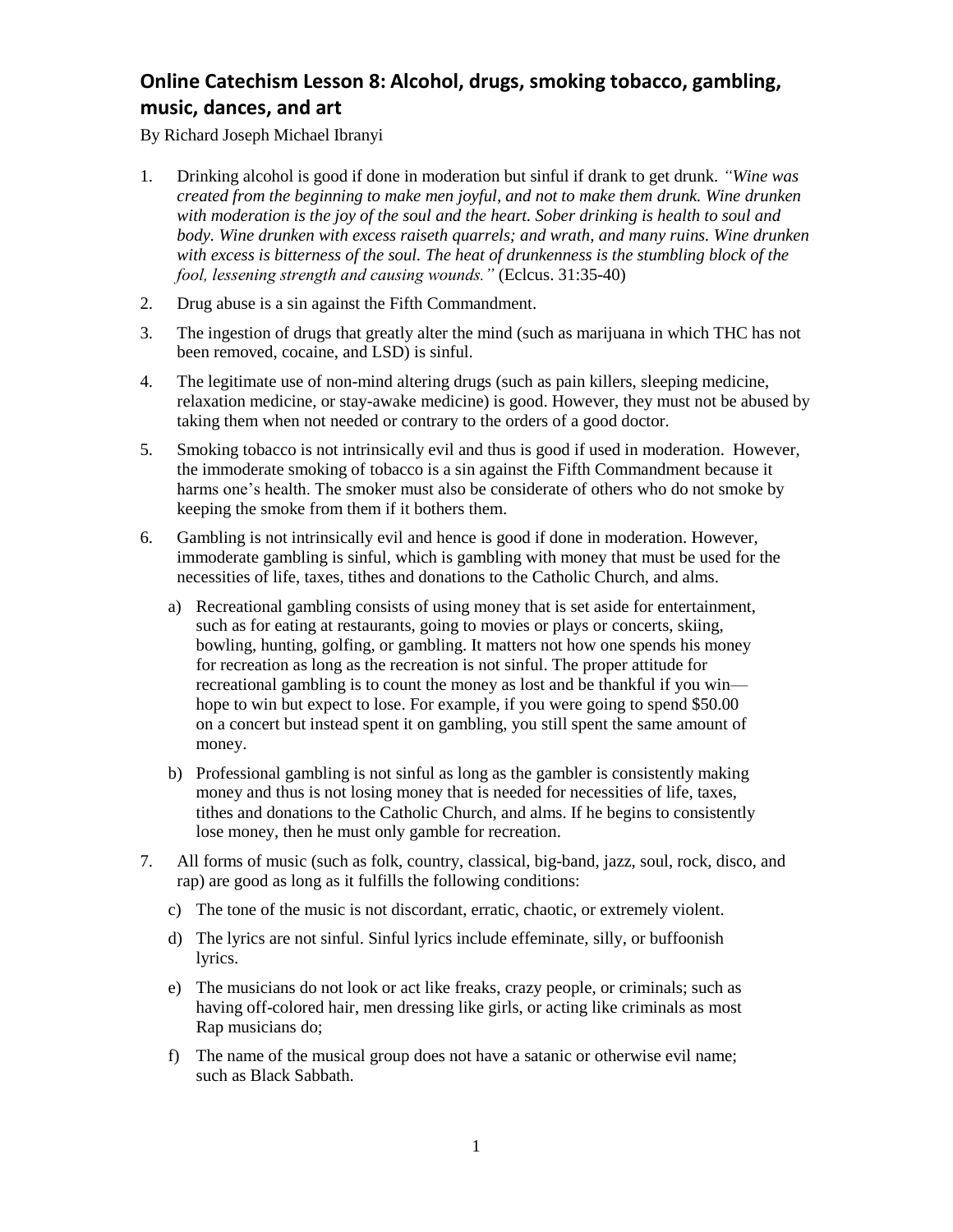## Online Catechism Lesson 8: Alcohol, drugs, smoking tobacco, gambling, music, dances, and art

By Richard Joseph Michael Ibranyi

1. Drinking alcohol is good if done in moderation but sinful if drank to get drunk. *"Wine was created from the beginning to make men joyful, and not to make them drunk. Wine drunken with moderation is the joy of the soul and the heart. Sober drinking is health to soul and body. Wine drunken with excess raiseth quarrels; and wrath, and many ruins. Wine drunken with excess is bitterness of the soul. The heat of drunkenness is the stumbling block of the fool, lessening strength and causing wounds."* (Eclcus. 31:35-40)
2. Drug abuse is a sin against the Fifth Commandment.
3. The ingestion of drugs that greatly alter the mind (such as marijuana in which THC has not been removed, cocaine, and LSD) is sinful.
4. The legitimate use of non-mind altering drugs (such as pain killers, sleeping medicine, relaxation medicine, or stay-awake medicine) is good. However, they must not be abused by taking them when not needed or contrary to the orders of a good doctor.
5. Smoking tobacco is not intrinsically evil and thus is good if used in moderation. However, the immoderate smoking of tobacco is a sin against the Fifth Commandment because it harms one's health. The smoker must also be considerate of others who do not smoke by keeping the smoke from them if it bothers them.
6. Gambling is not intrinsically evil and hence is good if done in moderation. However, immoderate gambling is sinful, which is gambling with money that must be used for the necessities of life, taxes, tithes and donations to the Catholic Church, and alms.
   a) Recreational gambling consists of using money that is set aside for entertainment, such as for eating at restaurants, going to movies or plays or concerts, skiing, bowling, hunting, golfing, or gambling. It matters not how one spends his money for recreation as long as the recreation is not sinful. The proper attitude for recreational gambling is to count the money as lost and be thankful if you win—hope to win but expect to lose. For example, if you were going to spend $50.00 on a concert but instead spent it on gambling, you still spent the same amount of money.
   b) Professional gambling is not sinful as long as the gambler is consistently making money and thus is not losing money that is needed for necessities of life, taxes, tithes and donations to the Catholic Church, and alms. If he begins to consistently lose money, then he must only gamble for recreation.
7. All forms of music (such as folk, country, classical, big-band, jazz, soul, rock, disco, and rap) are good as long as it fulfills the following conditions:
   c) The tone of the music is not discordant, erratic, chaotic, or extremely violent.
   d) The lyrics are not sinful. Sinful lyrics include effeminate, silly, or buffoonish lyrics.
   e) The musicians do not look or act like freaks, crazy people, or criminals; such as having off-colored hair, men dressing like girls, or acting like criminals as most Rap musicians do;
   f) The name of the musical group does not have a satanic or otherwise evil name; such as Black Sabbath.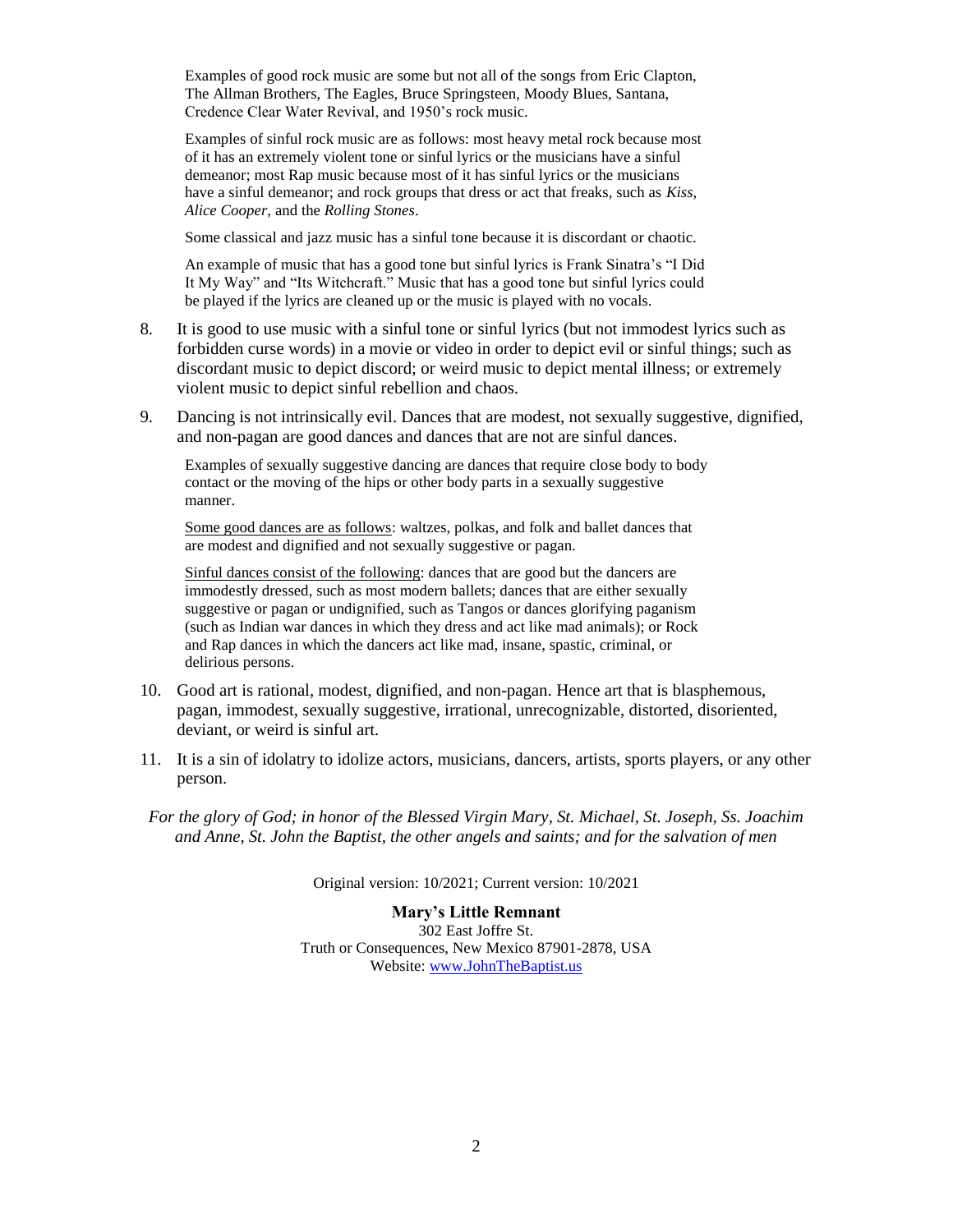Examples of good rock music are some but not all of the songs from Eric Clapton, The Allman Brothers, The Eagles, Bruce Springsteen, Moody Blues, Santana, Credence Clear Water Revival, and 1950's rock music.

Examples of sinful rock music are as follows: most heavy metal rock because most of it has an extremely violent tone or sinful lyrics or the musicians have a sinful demeanor; most Rap music because most of it has sinful lyrics or the musicians have a sinful demeanor; and rock groups that dress or act that freaks, such as *Kiss*, *Alice Cooper*, and the *Rolling Stones*.

Some classical and jazz music has a sinful tone because it is discordant or chaotic.

An example of music that has a good tone but sinful lyrics is Frank Sinatra's "I Did It My Way" and "Its Witchcraft." Music that has a good tone but sinful lyrics could be played if the lyrics are cleaned up or the music is played with no vocals.

8. It is good to use music with a sinful tone or sinful lyrics (but not immodest lyrics such as forbidden curse words) in a movie or video in order to depict evil or sinful things; such as discordant music to depict discord; or weird music to depict mental illness; or extremely violent music to depict sinful rebellion and chaos.

9. Dancing is not intrinsically evil. Dances that are modest, not sexually suggestive, dignified, and non-pagan are good dances and dances that are not are sinful dances.

   Examples of sexually suggestive dancing are dances that require close body to body contact or the moving of the hips or other body parts in a sexually suggestive manner.

   <u>Some good dances are as follows</u>: waltzes, polkas, and folk and ballet dances that are modest and dignified and not sexually suggestive or pagan.

   <u>Sinful dances consist of the following</u>: dances that are good but the dancers are immodestly dressed, such as most modern ballets; dances that are either sexually suggestive or pagan or undignified, such as Tangos or dances glorifying paganism (such as Indian war dances in which they dress and act like mad animals); or Rock and Rap dances in which the dancers act like mad, insane, spastic, criminal, or delirious persons.

10. Good art is rational, modest, dignified, and non-pagan. Hence art that is blasphemous, pagan, immodest, sexually suggestive, irrational, unrecognizable, distorted, disoriented, deviant, or weird is sinful art.

11. It is a sin of idolatry to idolize actors, musicians, dancers, artists, sports players, or any other person.

*For the glory of God; in honor of the Blessed Virgin Mary, St. Michael, St. Joseph, Ss. Joachim and Anne, St. John the Baptist, the other angels and saints; and for the salvation of men*

Original version: 10/2021; Current version: 10/2021

**Mary's Little Remnant**
302 East Joffre St.
Truth or Consequences, New Mexico 87901-2878, USA
Website: www.JohnTheBaptist.us